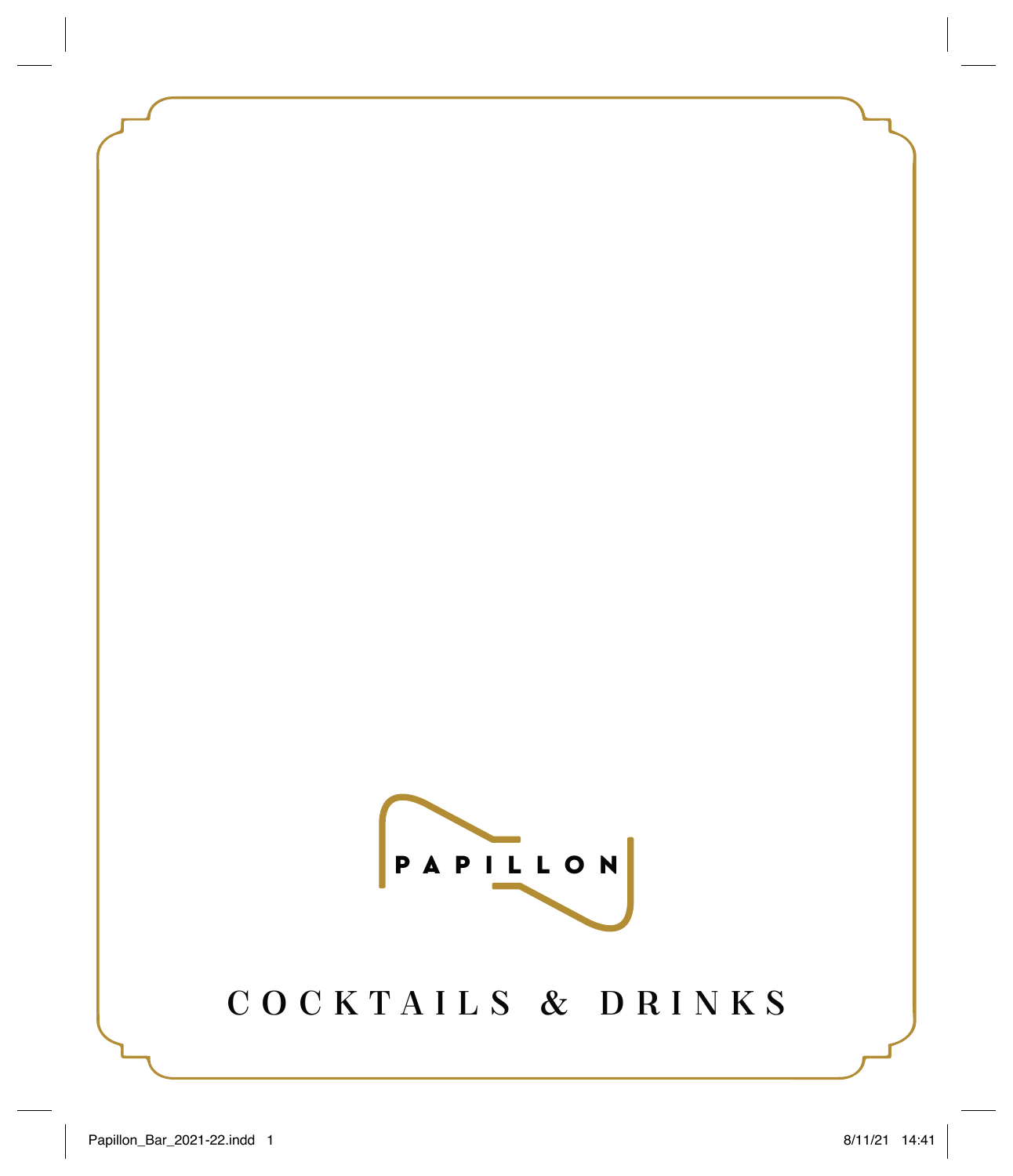# PAPILLON

## COCKTAILS & DRINKS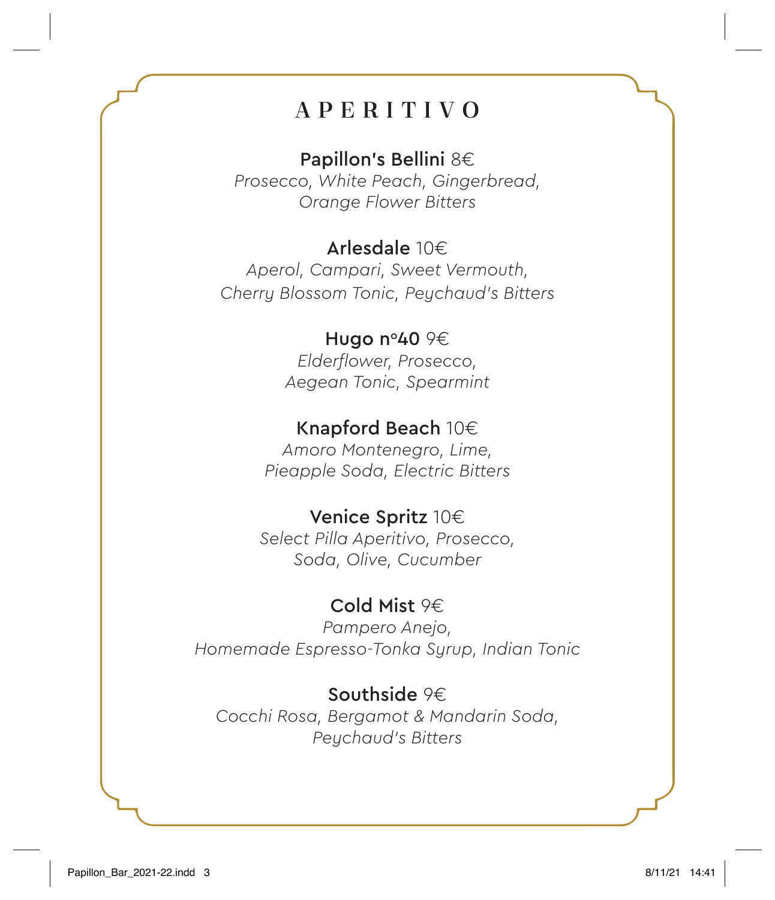# APERITIVO

**Papillon's Bellini** 8€
*Prosecco, White Peach, Gingerbread,*
*Orange Flower Bitters*

**Arlesdale** 10€
*Aperol, Campari, Sweet Vermouth,*
*Cherry Blossom Tonic, Peychaud's Bitters*

**Hugo n°40** 9€
*Elderflower, Prosecco,*
*Aegean Tonic, Spearmint*

**Knapford Beach** 10€
*Amoro Montenegro, Lime,*
*Pieapple Soda, Electric Bitters*

**Venice Spritz** 10€
*Select Pilla Aperitivo, Prosecco,*
*Soda, Olive, Cucumber*

**Cold Mist** 9€
*Pampero Anejo,*
*Homemade Espresso-Tonka Syrup, Indian Tonic*

**Southside** 9€
*Cocchi Rosa, Bergamot & Mandarin Soda,*
*Peychaud's Bitters*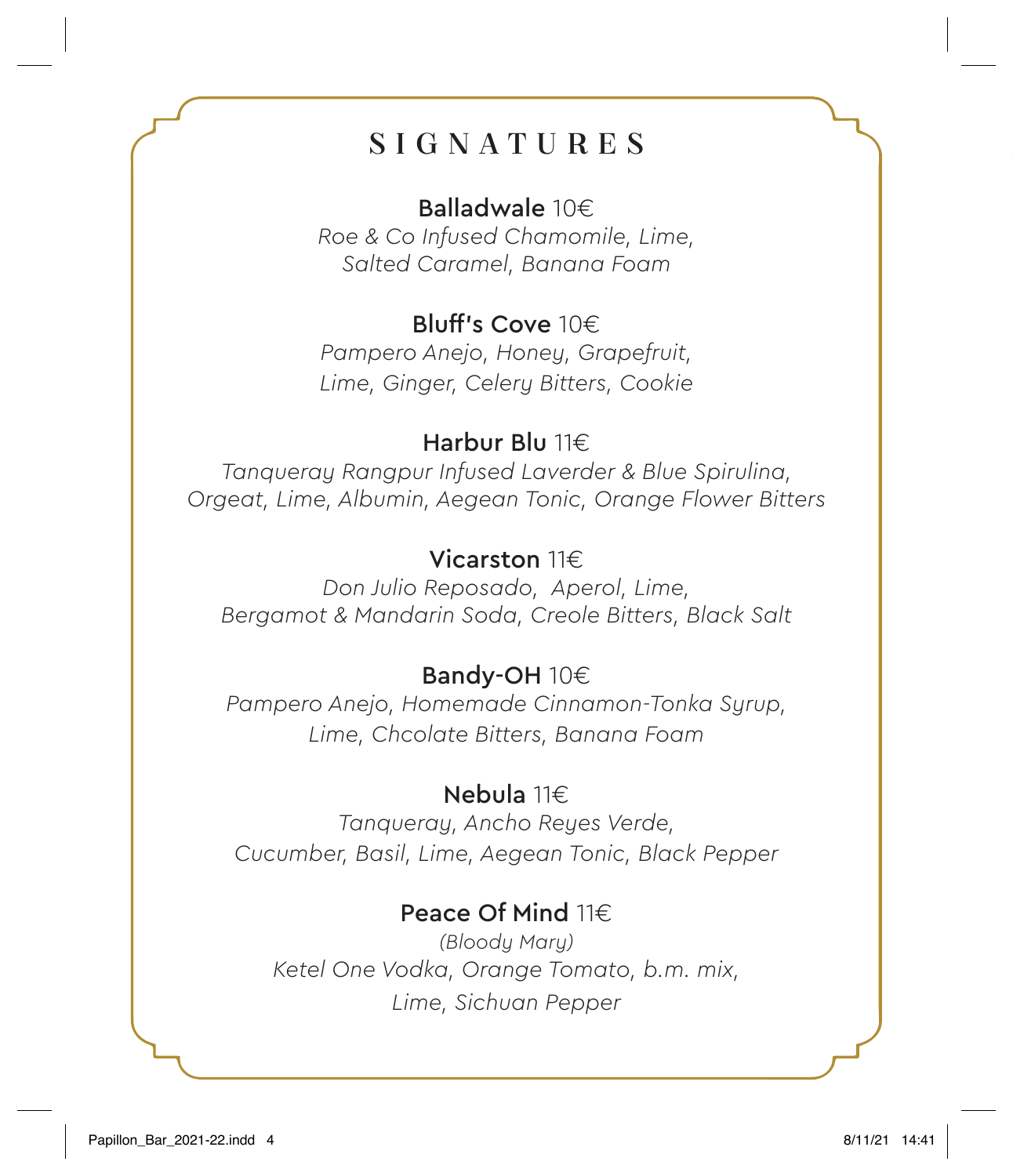# SIGNATURES

**Balladwale** 10€

*Roe & Co Infused Chamomile, Lime, Salted Caramel, Banana Foam*

**Bluff's Cove** 10€

*Pampero Anejo, Honey, Grapefruit, Lime, Ginger, Celery Bitters, Cookie*

**Harbur Blu** 11€

*Tanqueray Rangpur Infused Laverder & Blue Spirulina, Orgeat, Lime, Albumin, Aegean Tonic, Orange Flower Bitters*

**Vicarston** 11€

*Don Julio Reposado, Aperol, Lime, Bergamot & Mandarin Soda, Creole Bitters, Black Salt*

**Bandy-OH** 10€

*Pampero Anejo, Homemade Cinnamon-Tonka Syrup, Lime, Chcolate Bitters, Banana Foam*

**Nebula** 11€

*Tanqueray, Ancho Reyes Verde, Cucumber, Basil, Lime, Aegean Tonic, Black Pepper*

**Peace Of Mind** 11€

*(Bloody Mary)*

*Ketel One Vodka, Orange Tomato, b.m. mix, Lime, Sichuan Pepper*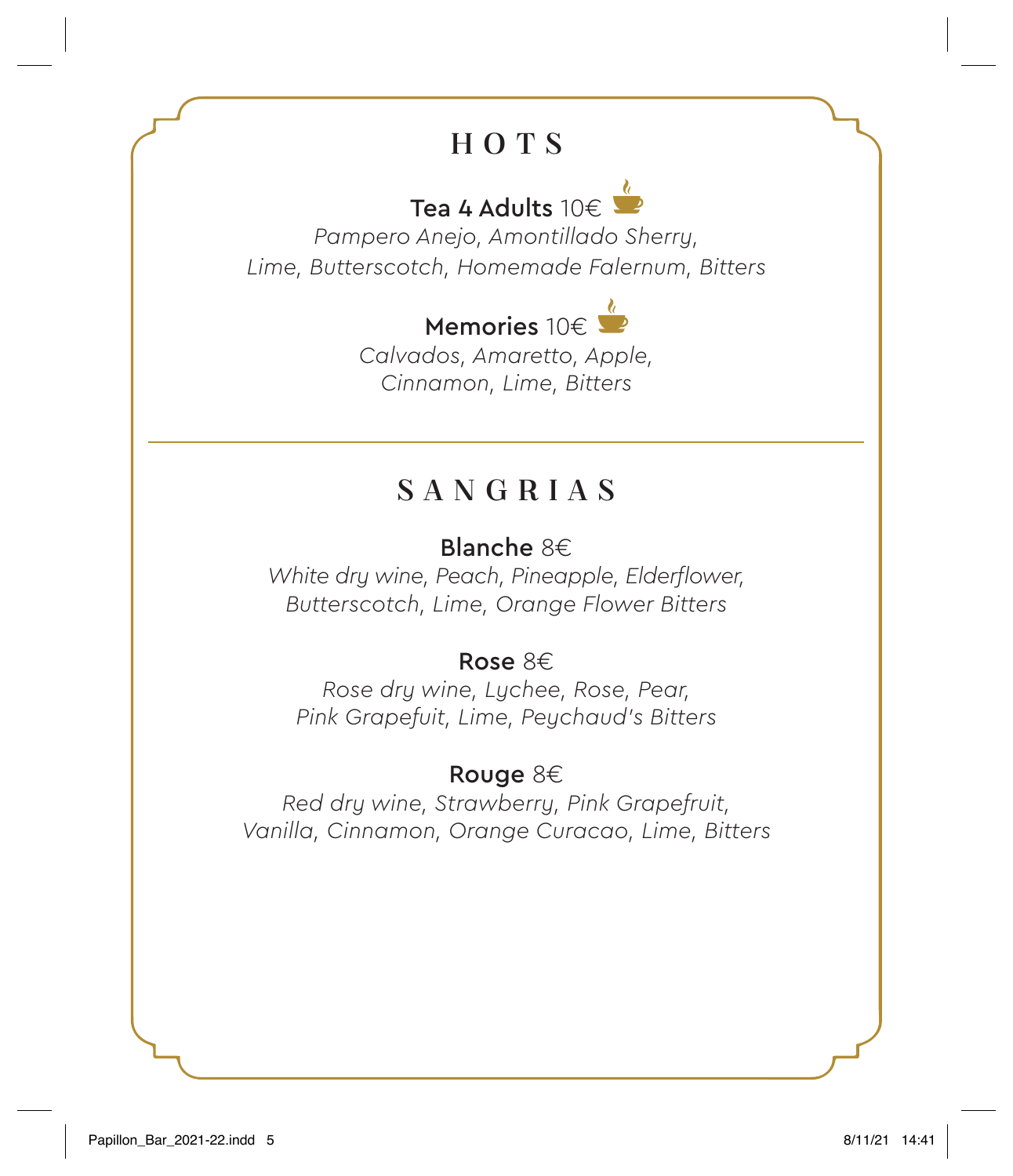# HOTS

**Tea 4 Adults** 10€

*Pampero Anejo, Amontillado Sherry, Lime, Butterscotch, Homemade Falernum, Bitters*

**Memories** 10€

*Calvados, Amaretto, Apple, Cinnamon, Lime, Bitters*

---

# SANGRIAS

**Blanche** 8€

*White dry wine, Peach, Pineapple, Elderflower, Butterscotch, Lime, Orange Flower Bitters*

**Rose** 8€

*Rose dry wine, Lychee, Rose, Pear, Pink Grapefuit, Lime, Peychaud's Bitters*

**Rouge** 8€

*Red dry wine, Strawberry, Pink Grapefruit, Vanilla, Cinnamon, Orange Curacao, Lime, Bitters*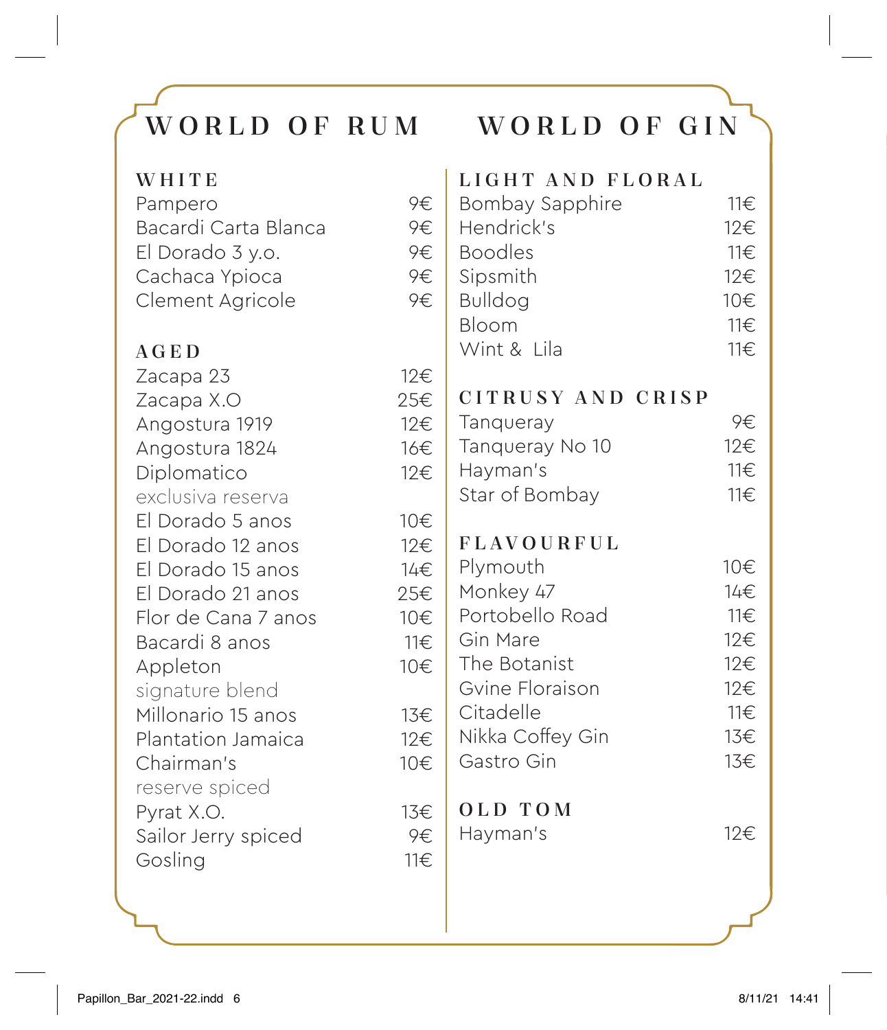# WORLD OF RUM

## WHITE

| | |
|---|---|
| Pampero | 9€ |
| Bacardi Carta Blanca | 9€ |
| El Dorado 3 y.o. | 9€ |
| Cachaca Ypioca | 9€ |
| Clement Agricole | 9€ |

## AGED

| | |
|---|---|
| Zacapa 23 | 12€ |
| Zacapa X.O | 25€ |
| Angostura 1919 | 12€ |
| Angostura 1824 | 16€ |
| Diplomatico exclusiva reserva | 12€ |
| El Dorado 5 anos | 10€ |
| El Dorado 12 anos | 12€ |
| El Dorado 15 anos | 14€ |
| El Dorado 21 anos | 25€ |
| Flor de Cana 7 anos | 10€ |
| Bacardi 8 anos | 11€ |
| Appleton signature blend | 10€ |
| Millonario 15 anos | 13€ |
| Plantation Jamaica | 12€ |
| Chairman's reserve spiced | 10€ |
| Pyrat X.O. | 13€ |
| Sailor Jerry spiced | 9€ |
| Gosling | 11€ |

# WORLD OF GIN

## LIGHT AND FLORAL

| | |
|---|---|
| Bombay Sapphire | 11€ |
| Hendrick's | 12€ |
| Boodles | 11€ |
| Sipsmith | 12€ |
| Bulldog | 10€ |
| Bloom | 11€ |
| Wint & Lila | 11€ |

## CITRUSY AND CRISP

| | |
|---|---|
| Tanqueray | 9€ |
| Tanqueray No 10 | 12€ |
| Hayman's | 11€ |
| Star of Bombay | 11€ |

## FLAVOURFUL

| | |
|---|---|
| Plymouth | 10€ |
| Monkey 47 | 14€ |
| Portobello Road | 11€ |
| Gin Mare | 12€ |
| The Botanist | 12€ |
| Gvine Floraison | 12€ |
| Citadelle | 11€ |
| Nikka Coffey Gin | 13€ |
| Gastro Gin | 13€ |

## OLD TOM

| | |
|---|---|
| Hayman's | 12€ |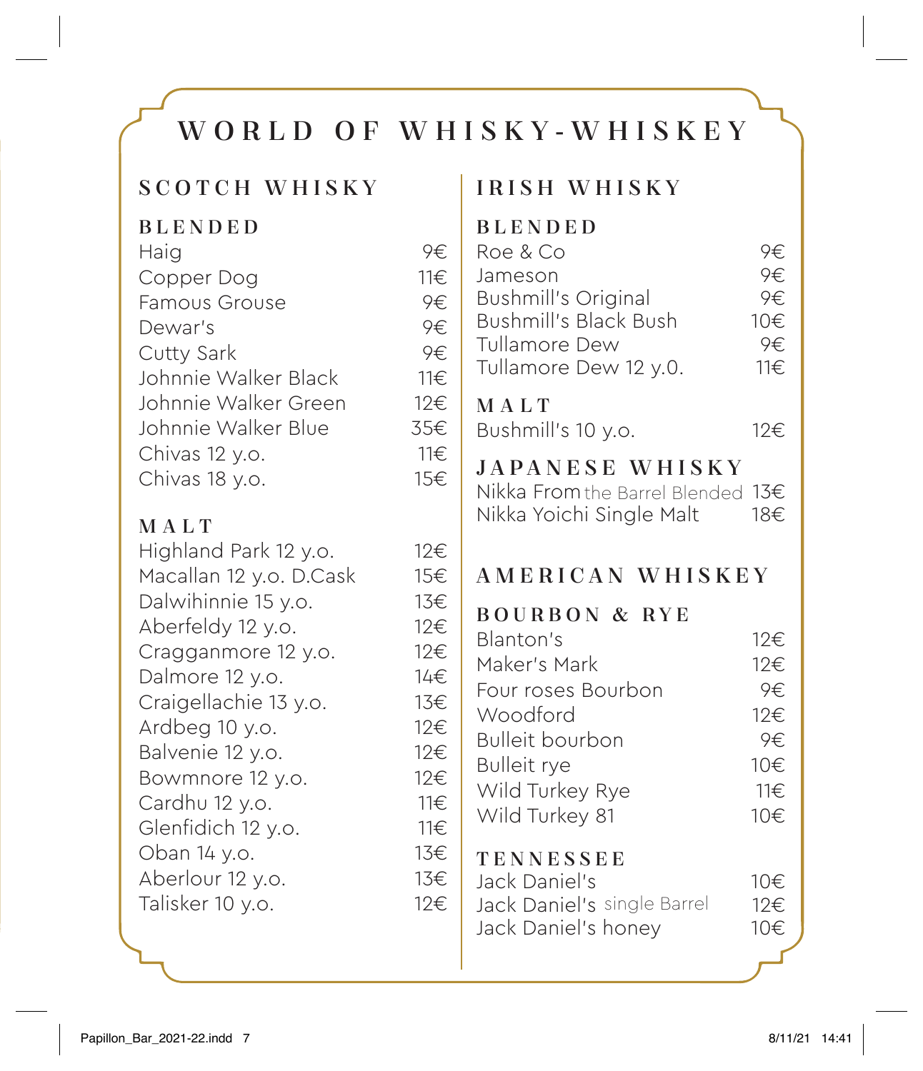# WORLD OF WHISKY-WHISKEY

## SCOTCH WHISKY

### BLENDED

| | |
|---|---|
| Haig | 9€ |
| Copper Dog | 11€ |
| Famous Grouse | 9€ |
| Dewar's | 9€ |
| Cutty Sark | 9€ |
| Johnnie Walker Black | 11€ |
| Johnnie Walker Green | 12€ |
| Johnnie Walker Blue | 35€ |
| Chivas 12 y.o. | 11€ |
| Chivas 18 y.o. | 15€ |

### MALT

| | |
|---|---|
| Highland Park 12 y.o. | 12€ |
| Macallan 12 y.o. D.Cask | 15€ |
| Dalwihinnie 15 y.o. | 13€ |
| Aberfeldy 12 y.o. | 12€ |
| Cragganmore 12 y.o. | 12€ |
| Dalmore 12 y.o. | 14€ |
| Craigellachie 13 y.o. | 13€ |
| Ardbeg 10 y.o. | 12€ |
| Balvenie 12 y.o. | 12€ |
| Bowmnore 12 y.o. | 12€ |
| Cardhu 12 y.o. | 11€ |
| Glenfidich 12 y.o. | 11€ |
| Oban 14 y.o. | 13€ |
| Aberlour 12 y.o. | 13€ |
| Talisker 10 y.o. | 12€ |

## IRISH WHISKY

### BLENDED

| | |
|---|---|
| Roe & Co | 9€ |
| Jameson | 9€ |
| Bushmill's Original | 9€ |
| Bushmill's Black Bush | 10€ |
| Tullamore Dew | 9€ |
| Tullamore Dew 12 y.0. | 11€ |

### MALT

| | |
|---|---|
| Bushmill's 10 y.o. | 12€ |

## JAPANESE WHISKY

| | |
|---|---|
| Nikka From the Barrel Blended | 13€ |
| Nikka Yoichi Single Malt | 18€ |

## AMERICAN WHISKEY

### BOURBON & RYE

| | |
|---|---|
| Blanton's | 12€ |
| Maker's Mark | 12€ |
| Four roses Bourbon | 9€ |
| Woodford | 12€ |
| Bulleit bourbon | 9€ |
| Bulleit rye | 10€ |
| Wild Turkey Rye | 11€ |
| Wild Turkey 81 | 10€ |

### TENNESSEE

| | |
|---|---|
| Jack Daniel's | 10€ |
| Jack Daniel's single Barrel | 12€ |
| Jack Daniel's honey | 10€ |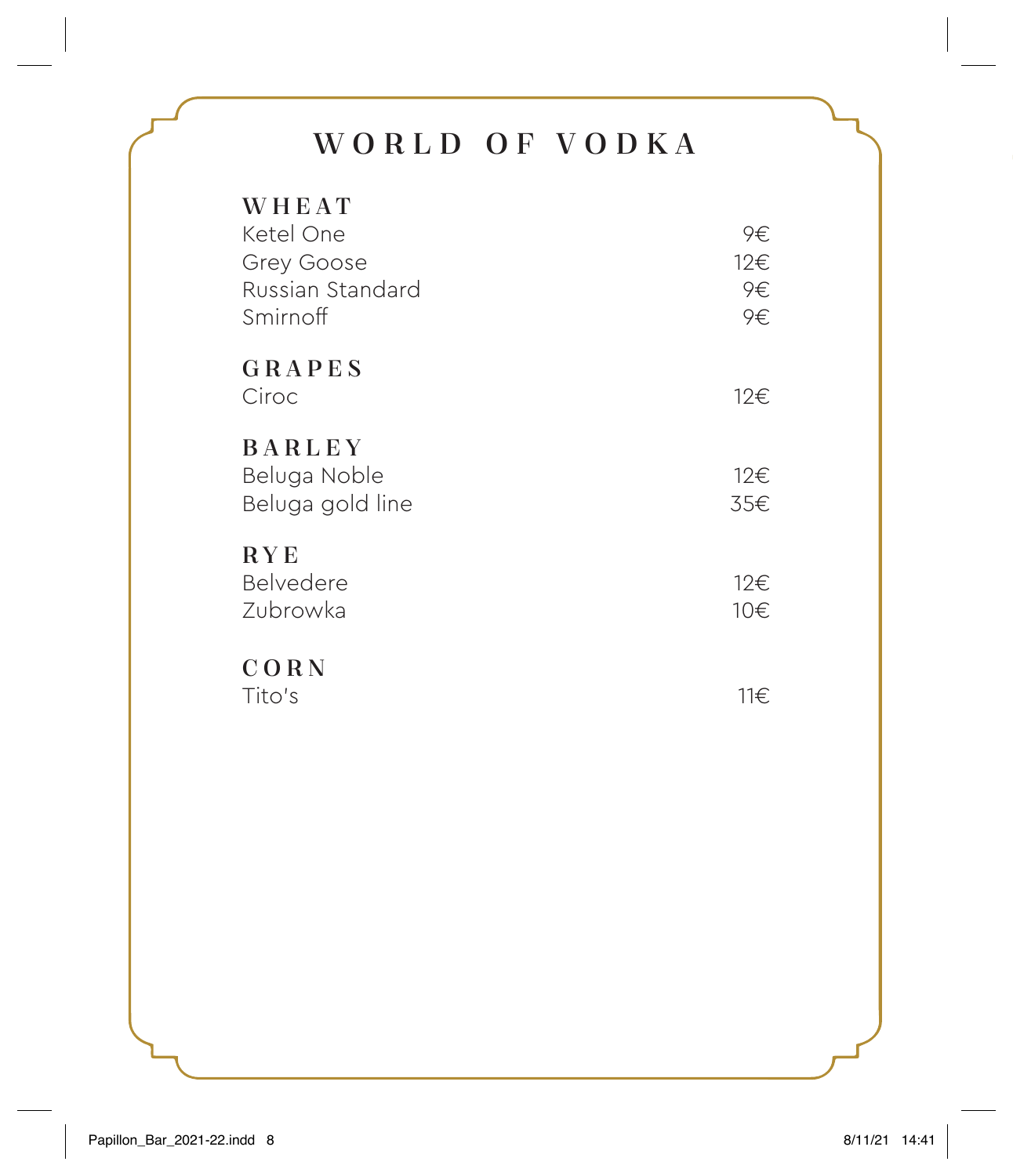# WORLD OF VODKA

## WHEAT

| | |
|---|---|
| Ketel One | 9€ |
| Grey Goose | 12€ |
| Russian Standard | 9€ |
| Smirnoff | 9€ |

## GRAPES

| | |
|---|---|
| Ciroc | 12€ |

## BARLEY

| | |
|---|---|
| Beluga Noble | 12€ |
| Beluga gold line | 35€ |

## RYE

| | |
|---|---|
| Belvedere | 12€ |
| Zubrowka | 10€ |

## CORN

| | |
|---|---|
| Tito's | 11€ |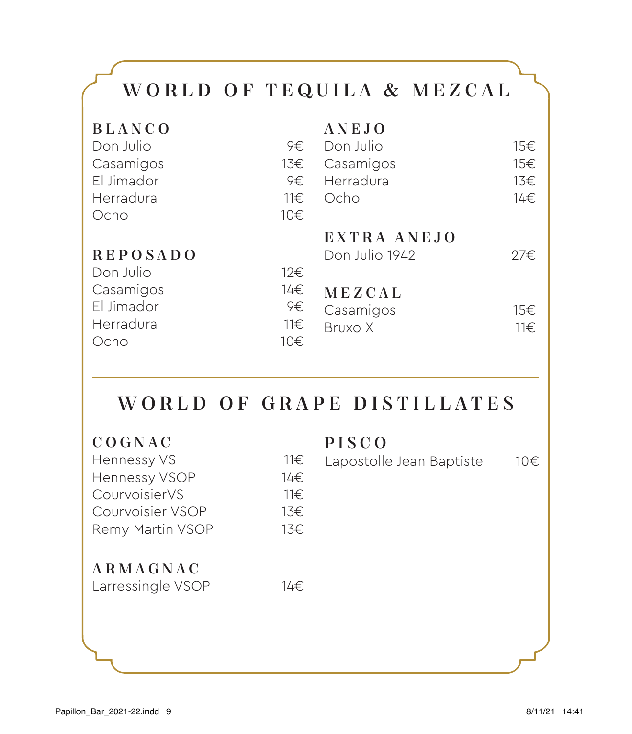# WORLD OF TEQUILA & MEZCAL

## BLANCO

| | |
|---|---|
| Don Julio | 9€ |
| Casamigos | 13€ |
| El Jimador | 9€ |
| Herradura | 11€ |
| Ocho | 10€ |

## REPOSADO

| | |
|---|---|
| Don Julio | 12€ |
| Casamigos | 14€ |
| El Jimador | 9€ |
| Herradura | 11€ |
| Ocho | 10€ |

## ANEJO

| | |
|---|---|
| Don Julio | 15€ |
| Casamigos | 15€ |
| Herradura | 13€ |
| Ocho | 14€ |

## EXTRA ANEJO

| | |
|---|---|
| Don Julio 1942 | 27€ |

## MEZCAL

| | |
|---|---|
| Casamigos | 15€ |
| Bruxo X | 11€ |

# WORLD OF GRAPE DISTILLATES

## COGNAC

| | |
|---|---|
| Hennessy VS | 11€ |
| Hennessy VSOP | 14€ |
| CourvoisierVS | 11€ |
| Courvoisier VSOP | 13€ |
| Remy Martin VSOP | 13€ |

## ARMAGNAC

| | |
|---|---|
| Larressingle VSOP | 14€ |

## PISCO

| | |
|---|---|
| Lapostolle Jean Baptiste | 10€ |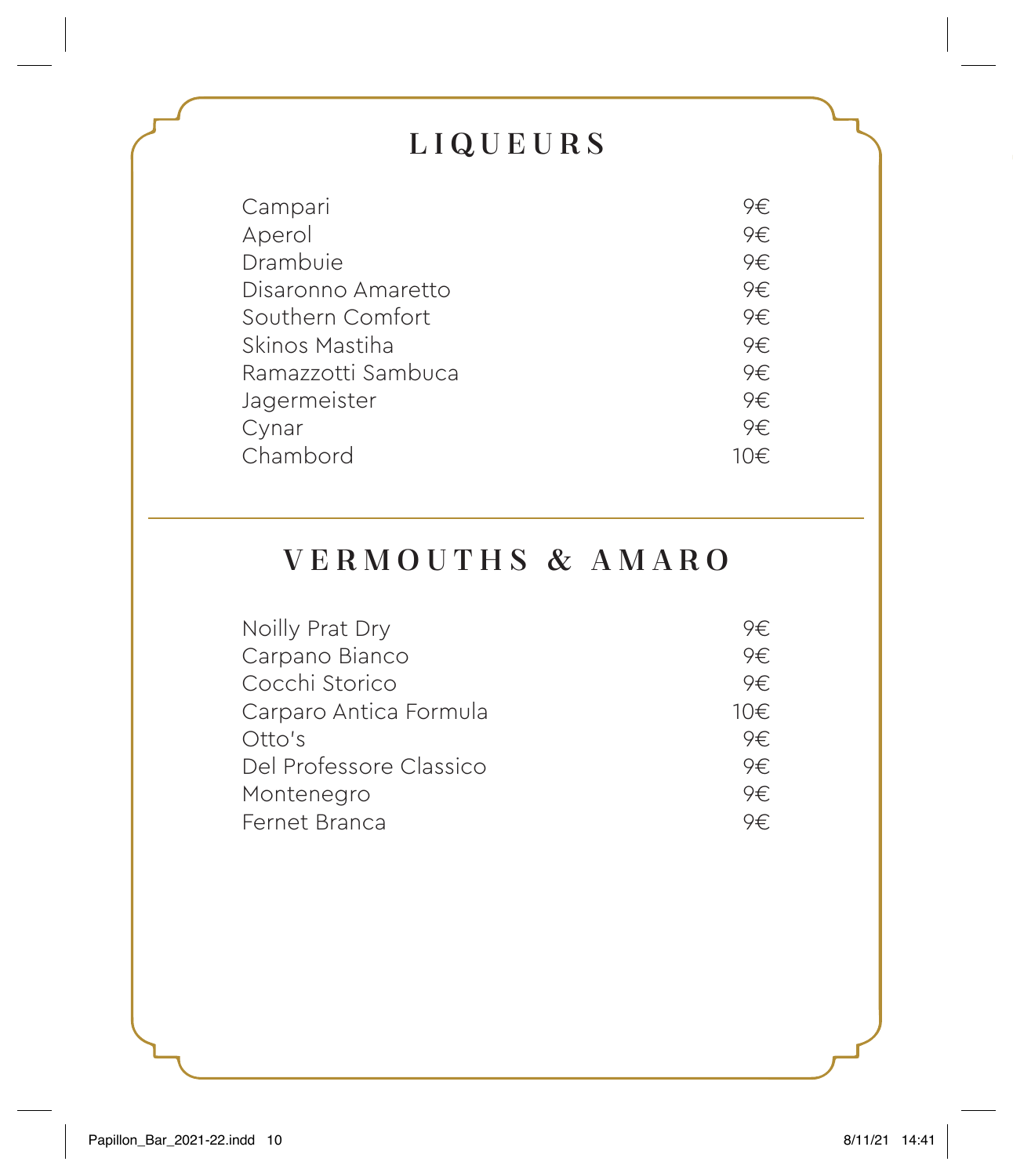# LIQUEURS

| | |
|---|---|
| Campari | 9€ |
| Aperol | 9€ |
| Drambuie | 9€ |
| Disaronno Amaretto | 9€ |
| Southern Comfort | 9€ |
| Skinos Mastiha | 9€ |
| Ramazzotti Sambuca | 9€ |
| Jagermeister | 9€ |
| Cynar | 9€ |
| Chambord | 10€ |

# VERMOUTHS & AMARO

| | |
|---|---|
| Noilly Prat Dry | 9€ |
| Carpano Bianco | 9€ |
| Cocchi Storico | 9€ |
| Carparo Antica Formula | 10€ |
| Otto's | 9€ |
| Del Professore Classico | 9€ |
| Montenegro | 9€ |
| Fernet Branca | 9€ |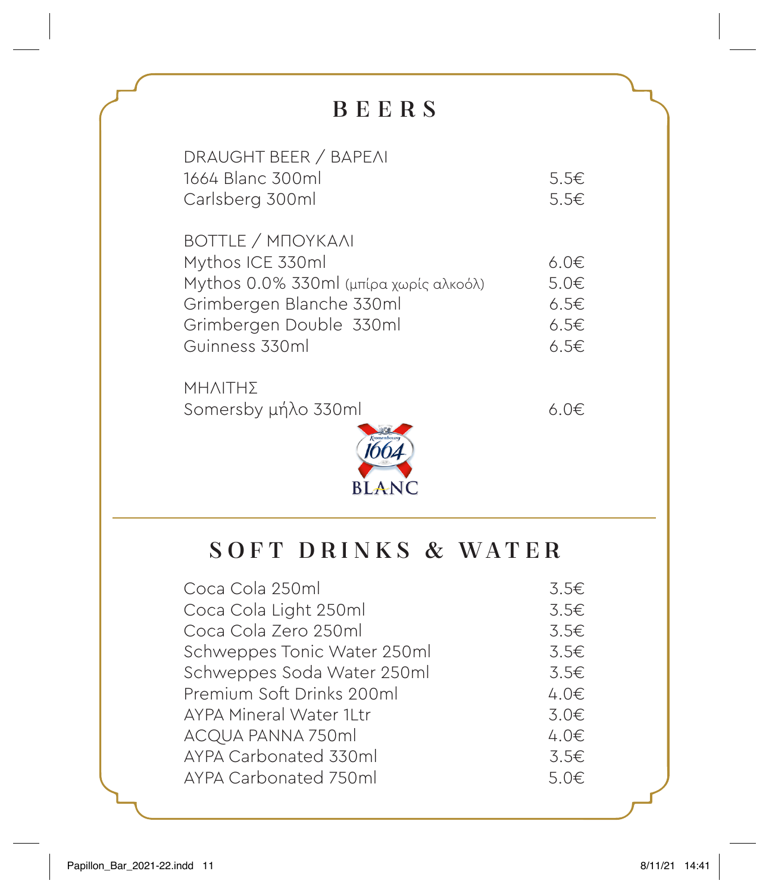# BEERS

| DRAUGHT BEER / ΒΑΡΕΛΙ | |
|---|---|
| 1664 Blanc 300ml | 5.5€ |
| Carlsberg 300ml | 5.5€ |

| BOTTLE / ΜΠΟΥΚΑΛΙ | |
|---|---|
| Mythos ICE 330ml | 6.0€ |
| Mythos 0.0% 330ml (μπίρα χωρίς αλκοόλ) | 5.0€ |
| Grimbergen Blanche 330ml | 6.5€ |
| Grimbergen Double 330ml | 6.5€ |
| Guinness 330ml | 6.5€ |

| ΜΗΛΙΤΗΣ | |
|---|---|
| Somersby μήλο 330ml | 6.0€ |

# SOFT DRINKS & WATER

| | |
|---|---|
| Coca Cola 250ml | 3.5€ |
| Coca Cola Light 250ml | 3.5€ |
| Coca Cola Zero 250ml | 3.5€ |
| Schweppes Tonic Water 250ml | 3.5€ |
| Schweppes Soda Water 250ml | 3.5€ |
| Premium Soft Drinks 200ml | 4.0€ |
| ΑΥΡΑ Mineral Water 1Ltr | 3.0€ |
| ACQUA PANNA 750ml | 4.0€ |
| ΑΥΡΑ Carbonated 330ml | 3.5€ |
| ΑΥΡΑ Carbonated 750ml | 5.0€ |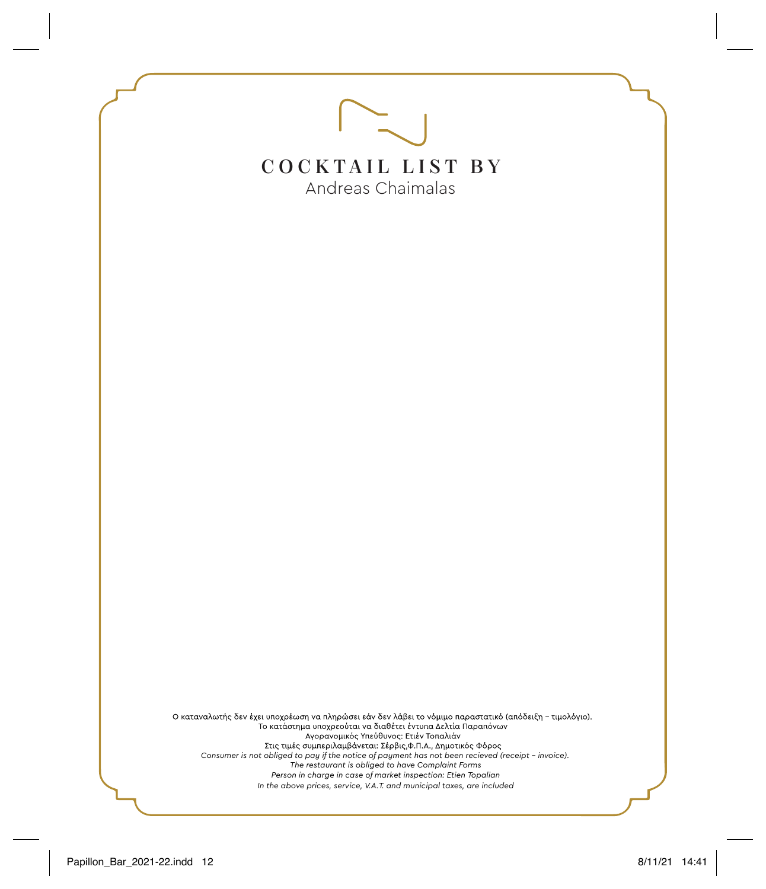# COCKTAIL LIST BY

Andreas Chaimalas

Ο καταναλωτής δεν έχει υποχρέωση να πληρώσει εάν δεν λάβει το νόμιμο παραστατικό (απόδειξη – τιμολόγιο).
Το κατάστημα υποχρεούται να διαθέτει έντυπα Δελτία Παραπόνων
Αγορανομικός Υπεύθυνος: Ετιέν Τοπαλιάν
Στις τιμές συμπεριλαμβάνεται: Σέρβις,Φ.Π.Α., Δημοτικός Φόρος
*Consumer is not obliged to pay if the notice of payment has not been recieved (receipt – invoice).*
*The restaurant is obliged to have Complaint Forms*
*Person in charge in case of market inspection: Etien Topalian*
*In the above prices, service, V.A.T. and municipal taxes, are included*